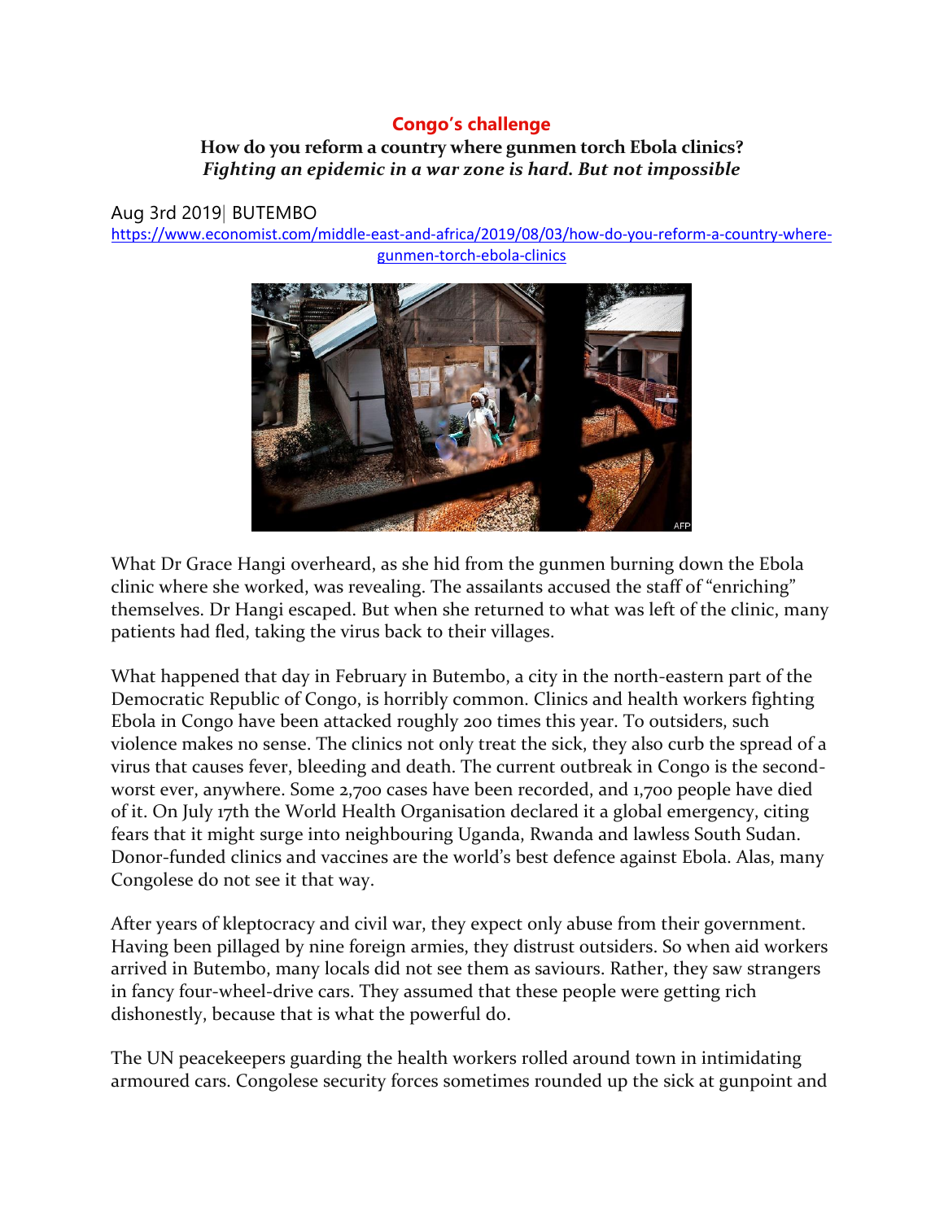# Congo's challenge

**How do you reform a country where gunmen torch Ebola clinics?**

***Fighting an epidemic in a war zone is hard. But not impossible***

Aug 3rd 2019| BUTEMBO

https://www.economist.com/middle-east-and-africa/2019/08/03/how-do-you-reform-a-country-where-gunmen-torch-ebola-clinics

What Dr Grace Hangi overheard, as she hid from the gunmen burning down the Ebola clinic where she worked, was revealing. The assailants accused the staff of "enriching" themselves. Dr Hangi escaped. But when she returned to what was left of the clinic, many patients had fled, taking the virus back to their villages.

What happened that day in February in Butembo, a city in the north-eastern part of the Democratic Republic of Congo, is horribly common. Clinics and health workers fighting Ebola in Congo have been attacked roughly 200 times this year. To outsiders, such violence makes no sense. The clinics not only treat the sick, they also curb the spread of a virus that causes fever, bleeding and death. The current outbreak in Congo is the second-worst ever, anywhere. Some 2,700 cases have been recorded, and 1,700 people have died of it. On July 17th the World Health Organisation declared it a global emergency, citing fears that it might surge into neighbouring Uganda, Rwanda and lawless South Sudan. Donor-funded clinics and vaccines are the world's best defence against Ebola. Alas, many Congolese do not see it that way.

After years of kleptocracy and civil war, they expect only abuse from their government. Having been pillaged by nine foreign armies, they distrust outsiders. So when aid workers arrived in Butembo, many locals did not see them as saviours. Rather, they saw strangers in fancy four-wheel-drive cars. They assumed that these people were getting rich dishonestly, because that is what the powerful do.

The UN peacekeepers guarding the health workers rolled around town in intimidating armoured cars. Congolese security forces sometimes rounded up the sick at gunpoint and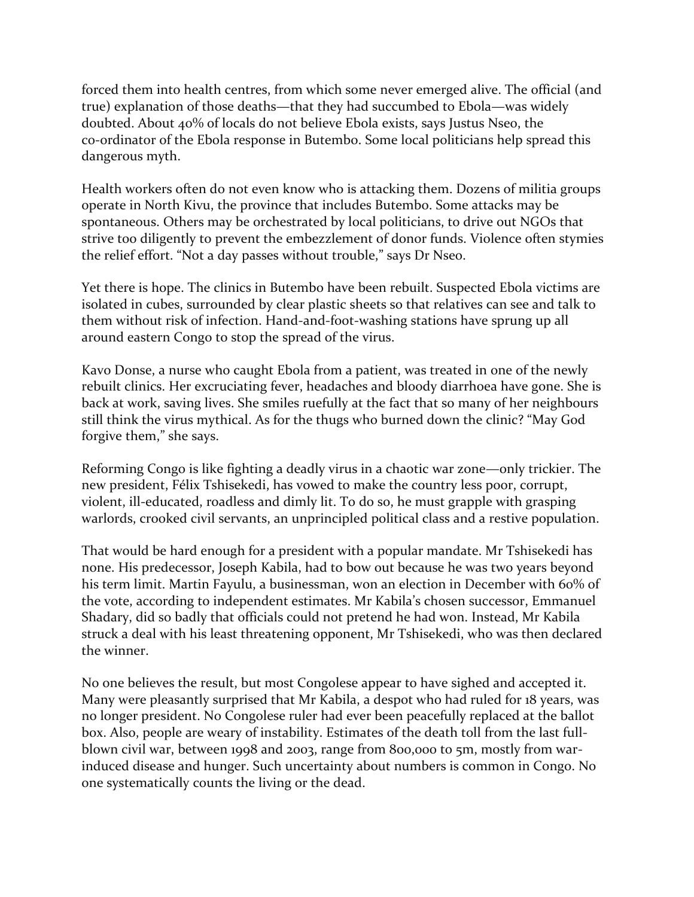forced them into health centres, from which some never emerged alive. The official (and true) explanation of those deaths—that they had succumbed to Ebola—was widely doubted. About 40% of locals do not believe Ebola exists, says Justus Nseo, the co-ordinator of the Ebola response in Butembo. Some local politicians help spread this dangerous myth.

Health workers often do not even know who is attacking them. Dozens of militia groups operate in North Kivu, the province that includes Butembo. Some attacks may be spontaneous. Others may be orchestrated by local politicians, to drive out NGOs that strive too diligently to prevent the embezzlement of donor funds. Violence often stymies the relief effort. "Not a day passes without trouble," says Dr Nseo.

Yet there is hope. The clinics in Butembo have been rebuilt. Suspected Ebola victims are isolated in cubes, surrounded by clear plastic sheets so that relatives can see and talk to them without risk of infection. Hand-and-foot-washing stations have sprung up all around eastern Congo to stop the spread of the virus.

Kavo Donse, a nurse who caught Ebola from a patient, was treated in one of the newly rebuilt clinics. Her excruciating fever, headaches and bloody diarrhoea have gone. She is back at work, saving lives. She smiles ruefully at the fact that so many of her neighbours still think the virus mythical. As for the thugs who burned down the clinic? "May God forgive them," she says.

Reforming Congo is like fighting a deadly virus in a chaotic war zone—only trickier. The new president, Félix Tshisekedi, has vowed to make the country less poor, corrupt, violent, ill-educated, roadless and dimly lit. To do so, he must grapple with grasping warlords, crooked civil servants, an unprincipled political class and a restive population.

That would be hard enough for a president with a popular mandate. Mr Tshisekedi has none. His predecessor, Joseph Kabila, had to bow out because he was two years beyond his term limit. Martin Fayulu, a businessman, won an election in December with 60% of the vote, according to independent estimates. Mr Kabila's chosen successor, Emmanuel Shadary, did so badly that officials could not pretend he had won. Instead, Mr Kabila struck a deal with his least threatening opponent, Mr Tshisekedi, who was then declared the winner.

No one believes the result, but most Congolese appear to have sighed and accepted it. Many were pleasantly surprised that Mr Kabila, a despot who had ruled for 18 years, was no longer president. No Congolese ruler had ever been peacefully replaced at the ballot box. Also, people are weary of instability. Estimates of the death toll from the last full-blown civil war, between 1998 and 2003, range from 800,000 to 5m, mostly from war-induced disease and hunger. Such uncertainty about numbers is common in Congo. No one systematically counts the living or the dead.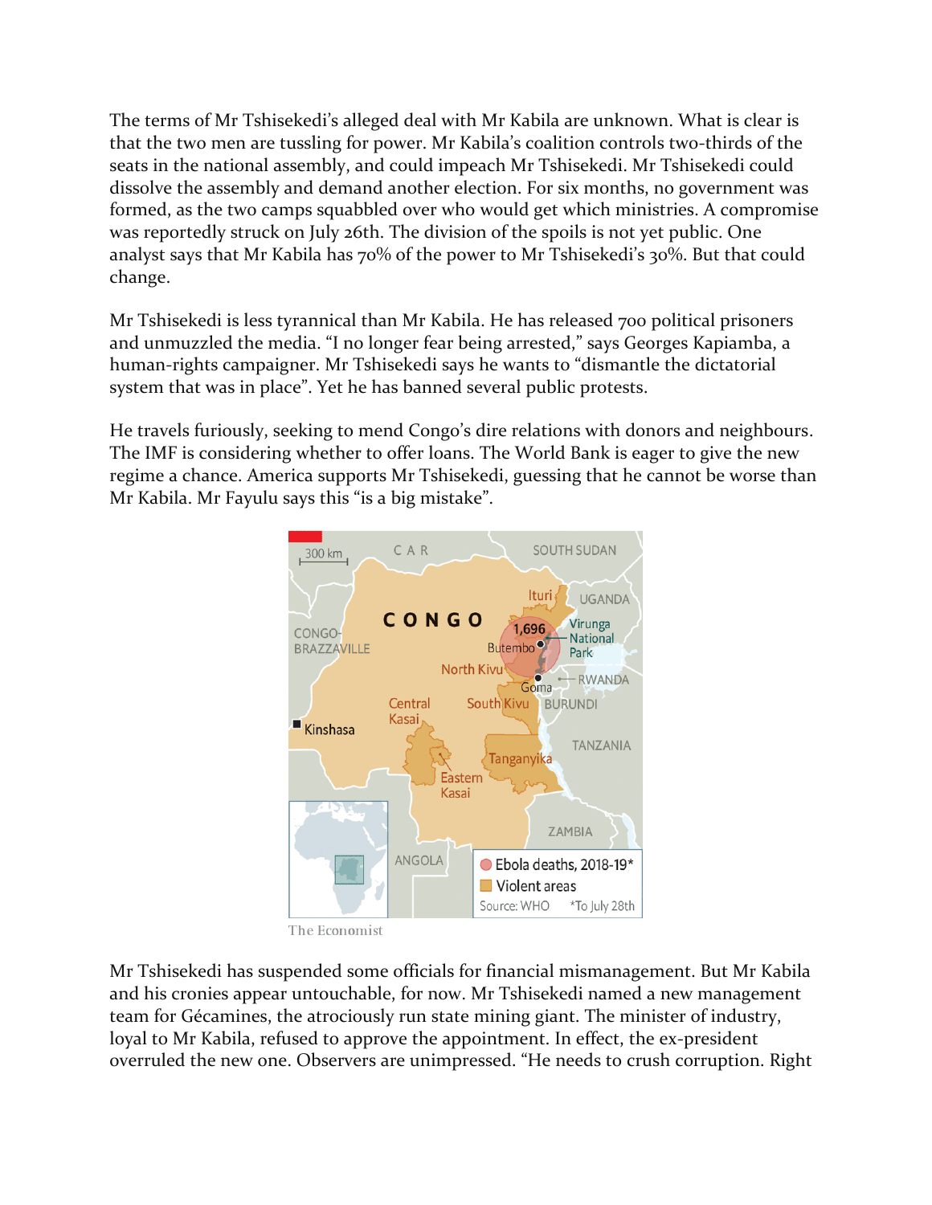The terms of Mr Tshisekedi's alleged deal with Mr Kabila are unknown. What is clear is that the two men are tussling for power. Mr Kabila's coalition controls two-thirds of the seats in the national assembly, and could impeach Mr Tshisekedi. Mr Tshisekedi could dissolve the assembly and demand another election. For six months, no government was formed, as the two camps squabbled over who would get which ministries. A compromise was reportedly struck on July 26th. The division of the spoils is not yet public. One analyst says that Mr Kabila has 70% of the power to Mr Tshisekedi's 30%. But that could change.

Mr Tshisekedi is less tyrannical than Mr Kabila. He has released 700 political prisoners and unmuzzled the media. "I no longer fear being arrested," says Georges Kapiamba, a human-rights campaigner. Mr Tshisekedi says he wants to "dismantle the dictatorial system that was in place". Yet he has banned several public protests.

He travels furiously, seeking to mend Congo's dire relations with donors and neighbours. The IMF is considering whether to offer loans. The World Bank is eager to give the new regime a chance. America supports Mr Tshisekedi, guessing that he cannot be worse than Mr Kabila. Mr Fayulu says this "is a big mistake".

Ebola deaths, 2018-19* — Violent areas — Source: WHO — *To July 28th

The Economist

Mr Tshisekedi has suspended some officials for financial mismanagement. But Mr Kabila and his cronies appear untouchable, for now. Mr Tshisekedi named a new management team for Gécamines, the atrociously run state mining giant. The minister of industry, loyal to Mr Kabila, refused to approve the appointment. In effect, the ex-president overruled the new one. Observers are unimpressed. "He needs to crush corruption. Right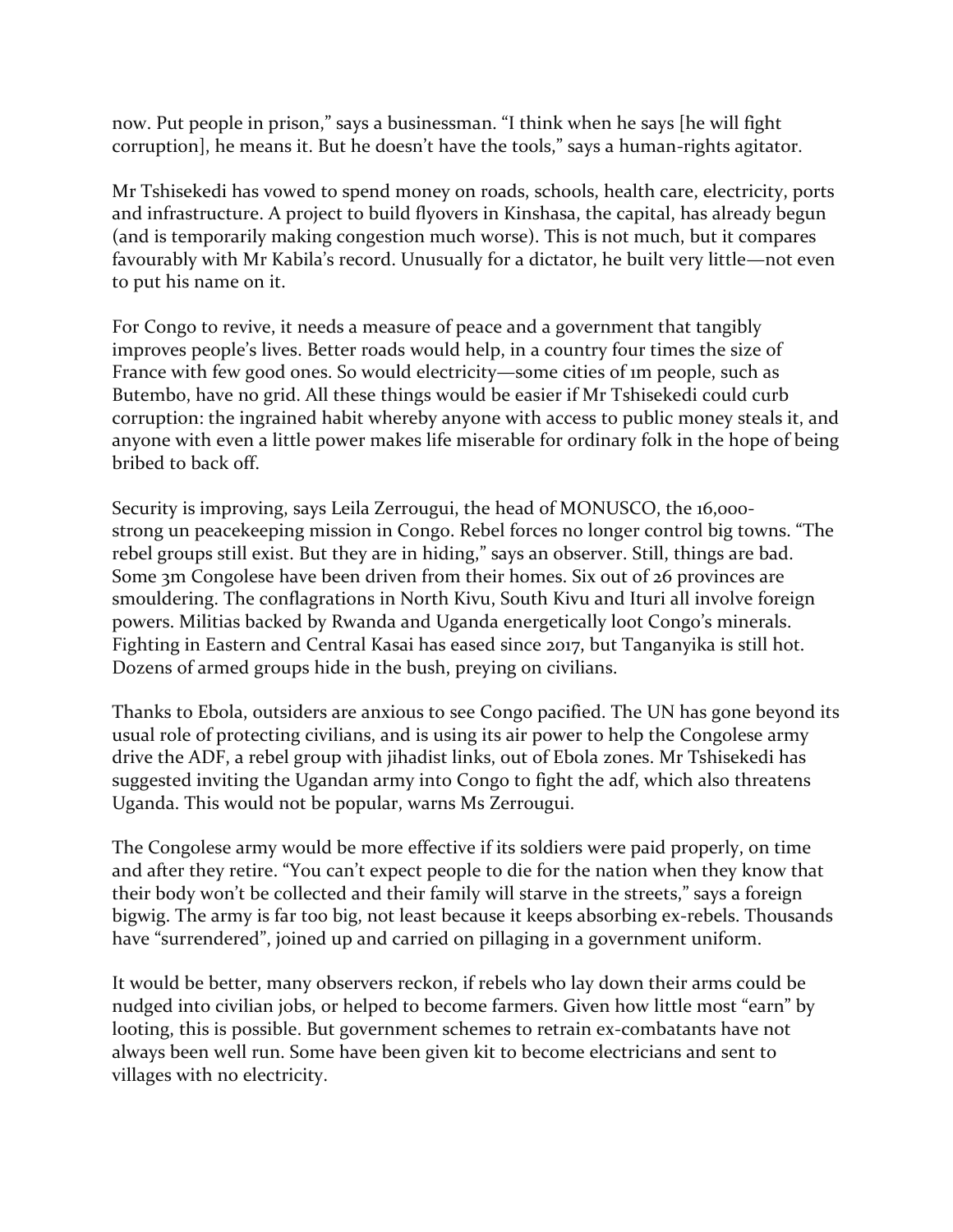now. Put people in prison," says a businessman. "I think when he says [he will fight corruption], he means it. But he doesn't have the tools," says a human-rights agitator.

Mr Tshisekedi has vowed to spend money on roads, schools, health care, electricity, ports and infrastructure. A project to build flyovers in Kinshasa, the capital, has already begun (and is temporarily making congestion much worse). This is not much, but it compares favourably with Mr Kabila's record. Unusually for a dictator, he built very little—not even to put his name on it.

For Congo to revive, it needs a measure of peace and a government that tangibly improves people's lives. Better roads would help, in a country four times the size of France with few good ones. So would electricity—some cities of 1m people, such as Butembo, have no grid. All these things would be easier if Mr Tshisekedi could curb corruption: the ingrained habit whereby anyone with access to public money steals it, and anyone with even a little power makes life miserable for ordinary folk in the hope of being bribed to back off.

Security is improving, says Leila Zerrougui, the head of MONUSCO, the 16,000-strong un peacekeeping mission in Congo. Rebel forces no longer control big towns. "The rebel groups still exist. But they are in hiding," says an observer. Still, things are bad. Some 3m Congolese have been driven from their homes. Six out of 26 provinces are smouldering. The conflagrations in North Kivu, South Kivu and Ituri all involve foreign powers. Militias backed by Rwanda and Uganda energetically loot Congo's minerals. Fighting in Eastern and Central Kasai has eased since 2017, but Tanganyika is still hot. Dozens of armed groups hide in the bush, preying on civilians.

Thanks to Ebola, outsiders are anxious to see Congo pacified. The UN has gone beyond its usual role of protecting civilians, and is using its air power to help the Congolese army drive the ADF, a rebel group with jihadist links, out of Ebola zones. Mr Tshisekedi has suggested inviting the Ugandan army into Congo to fight the adf, which also threatens Uganda. This would not be popular, warns Ms Zerrougui.

The Congolese army would be more effective if its soldiers were paid properly, on time and after they retire. "You can't expect people to die for the nation when they know that their body won't be collected and their family will starve in the streets," says a foreign bigwig. The army is far too big, not least because it keeps absorbing ex-rebels. Thousands have "surrendered", joined up and carried on pillaging in a government uniform.

It would be better, many observers reckon, if rebels who lay down their arms could be nudged into civilian jobs, or helped to become farmers. Given how little most "earn" by looting, this is possible. But government schemes to retrain ex-combatants have not always been well run. Some have been given kit to become electricians and sent to villages with no electricity.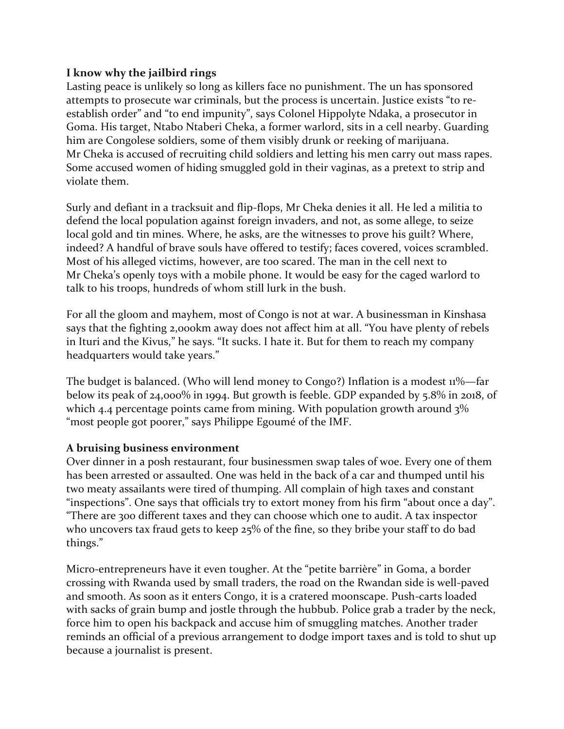**I know why the jailbird rings**

Lasting peace is unlikely so long as killers face no punishment. The un has sponsored attempts to prosecute war criminals, but the process is uncertain. Justice exists "to re-establish order" and "to end impunity", says Colonel Hippolyte Ndaka, a prosecutor in Goma. His target, Ntabo Ntaberi Cheka, a former warlord, sits in a cell nearby. Guarding him are Congolese soldiers, some of them visibly drunk or reeking of marijuana. Mr Cheka is accused of recruiting child soldiers and letting his men carry out mass rapes. Some accused women of hiding smuggled gold in their vaginas, as a pretext to strip and violate them.

Surly and defiant in a tracksuit and flip-flops, Mr Cheka denies it all. He led a militia to defend the local population against foreign invaders, and not, as some allege, to seize local gold and tin mines. Where, he asks, are the witnesses to prove his guilt? Where, indeed? A handful of brave souls have offered to testify; faces covered, voices scrambled. Most of his alleged victims, however, are too scared. The man in the cell next to Mr Cheka's openly toys with a mobile phone. It would be easy for the caged warlord to talk to his troops, hundreds of whom still lurk in the bush.

For all the gloom and mayhem, most of Congo is not at war. A businessman in Kinshasa says that the fighting 2,000km away does not affect him at all. "You have plenty of rebels in Ituri and the Kivus," he says. "It sucks. I hate it. But for them to reach my company headquarters would take years."

The budget is balanced. (Who will lend money to Congo?) Inflation is a modest 11%—far below its peak of 24,000% in 1994. But growth is feeble. GDP expanded by 5.8% in 2018, of which 4.4 percentage points came from mining. With population growth around 3% "most people got poorer," says Philippe Egoumé of the IMF.

**A bruising business environment**

Over dinner in a posh restaurant, four businessmen swap tales of woe. Every one of them has been arrested or assaulted. One was held in the back of a car and thumped until his two meaty assailants were tired of thumping. All complain of high taxes and constant "inspections". One says that officials try to extort money from his firm "about once a day". "There are 300 different taxes and they can choose which one to audit. A tax inspector who uncovers tax fraud gets to keep 25% of the fine, so they bribe your staff to do bad things."

Micro-entrepreneurs have it even tougher. At the "petite barrière" in Goma, a border crossing with Rwanda used by small traders, the road on the Rwandan side is well-paved and smooth. As soon as it enters Congo, it is a cratered moonscape. Push-carts loaded with sacks of grain bump and jostle through the hubbub. Police grab a trader by the neck, force him to open his backpack and accuse him of smuggling matches. Another trader reminds an official of a previous arrangement to dodge import taxes and is told to shut up because a journalist is present.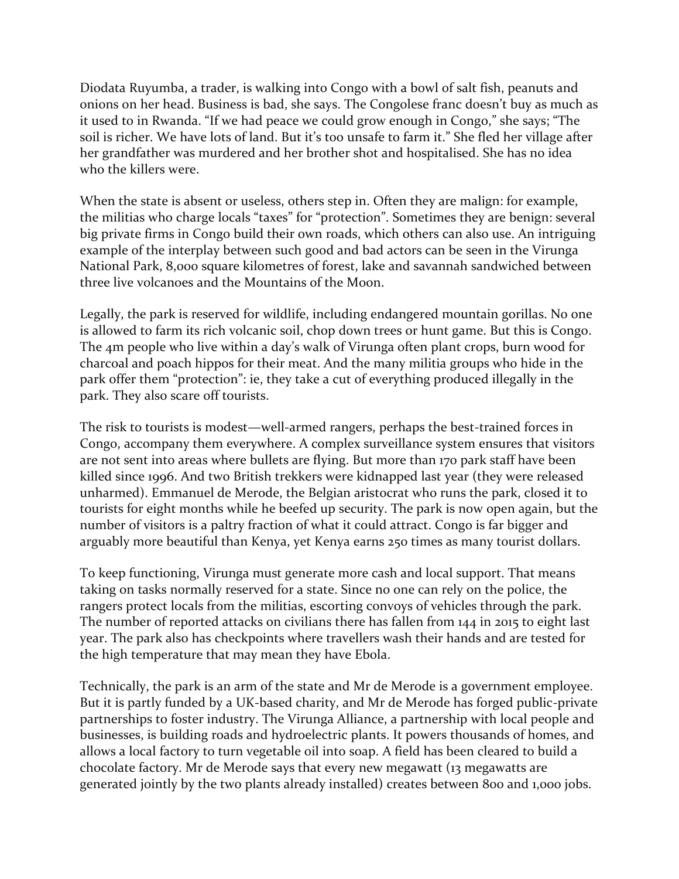Diodata Ruyumba, a trader, is walking into Congo with a bowl of salt fish, peanuts and onions on her head. Business is bad, she says. The Congolese franc doesn't buy as much as it used to in Rwanda. "If we had peace we could grow enough in Congo," she says; "The soil is richer. We have lots of land. But it's too unsafe to farm it." She fled her village after her grandfather was murdered and her brother shot and hospitalised. She has no idea who the killers were.

When the state is absent or useless, others step in. Often they are malign: for example, the militias who charge locals "taxes" for "protection". Sometimes they are benign: several big private firms in Congo build their own roads, which others can also use. An intriguing example of the interplay between such good and bad actors can be seen in the Virunga National Park, 8,000 square kilometres of forest, lake and savannah sandwiched between three live volcanoes and the Mountains of the Moon.

Legally, the park is reserved for wildlife, including endangered mountain gorillas. No one is allowed to farm its rich volcanic soil, chop down trees or hunt game. But this is Congo. The 4m people who live within a day's walk of Virunga often plant crops, burn wood for charcoal and poach hippos for their meat. And the many militia groups who hide in the park offer them "protection": ie, they take a cut of everything produced illegally in the park. They also scare off tourists.

The risk to tourists is modest—well-armed rangers, perhaps the best-trained forces in Congo, accompany them everywhere. A complex surveillance system ensures that visitors are not sent into areas where bullets are flying. But more than 170 park staff have been killed since 1996. And two British trekkers were kidnapped last year (they were released unharmed). Emmanuel de Merode, the Belgian aristocrat who runs the park, closed it to tourists for eight months while he beefed up security. The park is now open again, but the number of visitors is a paltry fraction of what it could attract. Congo is far bigger and arguably more beautiful than Kenya, yet Kenya earns 250 times as many tourist dollars.

To keep functioning, Virunga must generate more cash and local support. That means taking on tasks normally reserved for a state. Since no one can rely on the police, the rangers protect locals from the militias, escorting convoys of vehicles through the park. The number of reported attacks on civilians there has fallen from 144 in 2015 to eight last year. The park also has checkpoints where travellers wash their hands and are tested for the high temperature that may mean they have Ebola.

Technically, the park is an arm of the state and Mr de Merode is a government employee. But it is partly funded by a UK-based charity, and Mr de Merode has forged public-private partnerships to foster industry. The Virunga Alliance, a partnership with local people and businesses, is building roads and hydroelectric plants. It powers thousands of homes, and allows a local factory to turn vegetable oil into soap. A field has been cleared to build a chocolate factory. Mr de Merode says that every new megawatt (13 megawatts are generated jointly by the two plants already installed) creates between 800 and 1,000 jobs.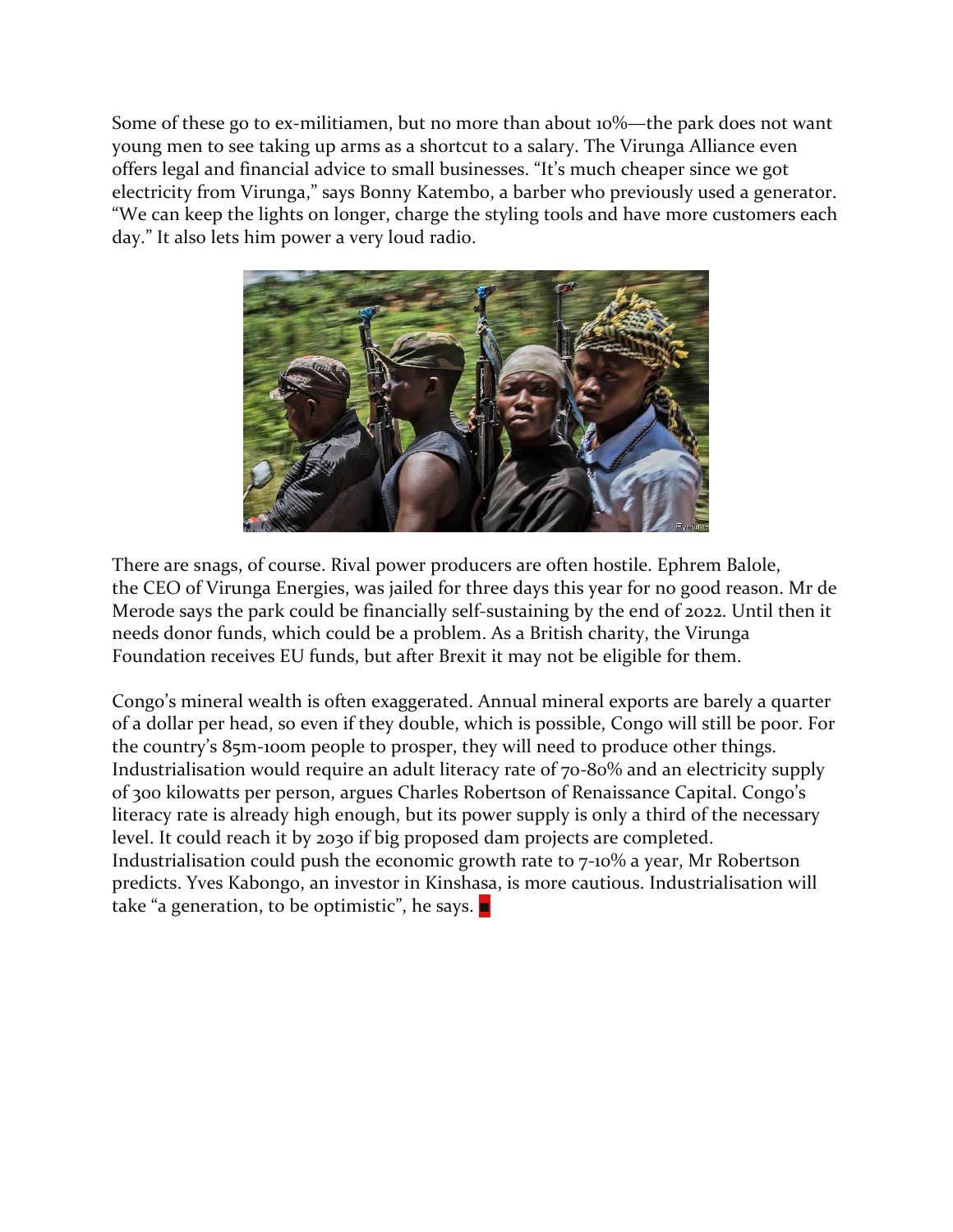Some of these go to ex-militiamen, but no more than about 10%—the park does not want young men to see taking up arms as a shortcut to a salary. The Virunga Alliance even offers legal and financial advice to small businesses. "It's much cheaper since we got electricity from Virunga," says Bonny Katembo, a barber who previously used a generator. "We can keep the lights on longer, charge the styling tools and have more customers each day." It also lets him power a very loud radio.

There are snags, of course. Rival power producers are often hostile. Ephrem Balole, the CEO of Virunga Energies, was jailed for three days this year for no good reason. Mr de Merode says the park could be financially self-sustaining by the end of 2022. Until then it needs donor funds, which could be a problem. As a British charity, the Virunga Foundation receives EU funds, but after Brexit it may not be eligible for them.

Congo's mineral wealth is often exaggerated. Annual mineral exports are barely a quarter of a dollar per head, so even if they double, which is possible, Congo will still be poor. For the country's 85m-100m people to prosper, they will need to produce other things. Industrialisation would require an adult literacy rate of 70-80% and an electricity supply of 300 kilowatts per person, argues Charles Robertson of Renaissance Capital. Congo's literacy rate is already high enough, but its power supply is only a third of the necessary level. It could reach it by 2030 if big proposed dam projects are completed. Industrialisation could push the economic growth rate to 7-10% a year, Mr Robertson predicts. Yves Kabongo, an investor in Kinshasa, is more cautious. Industrialisation will take "a generation, to be optimistic", he says. ■